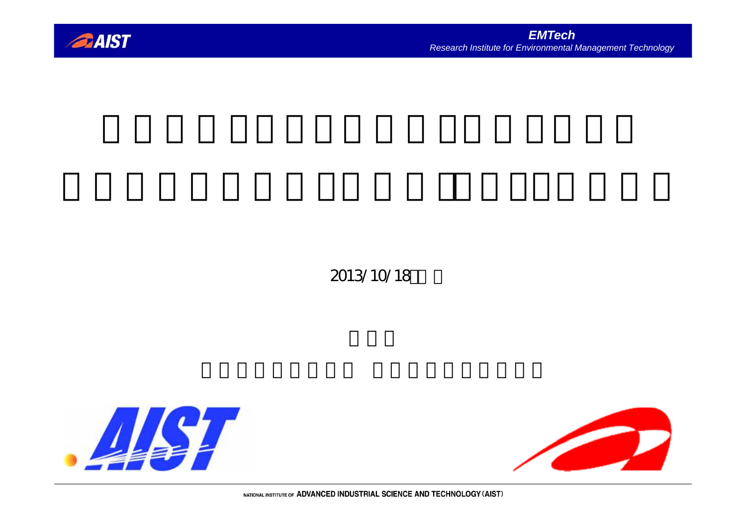2013/10/18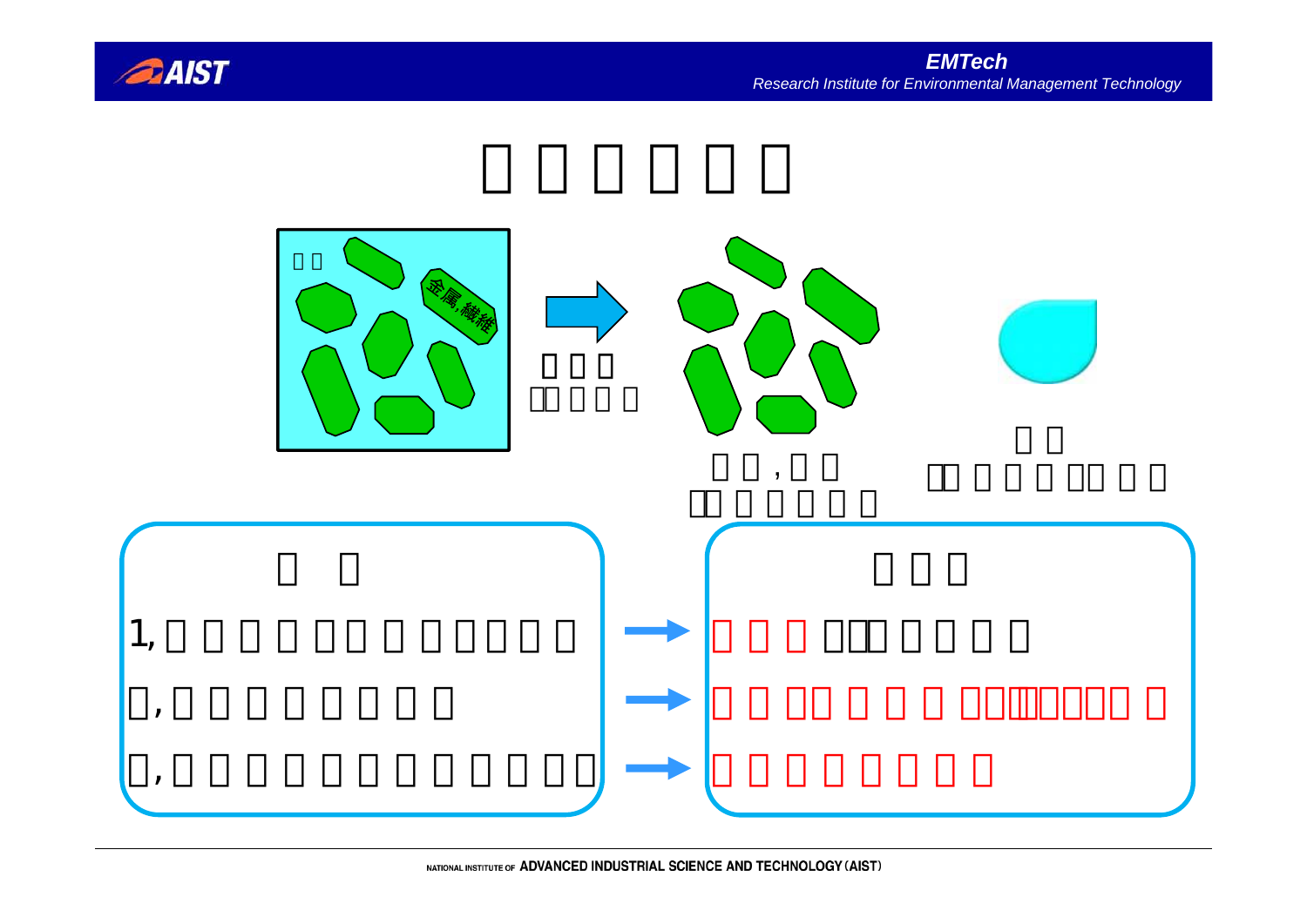金属,繊維

1,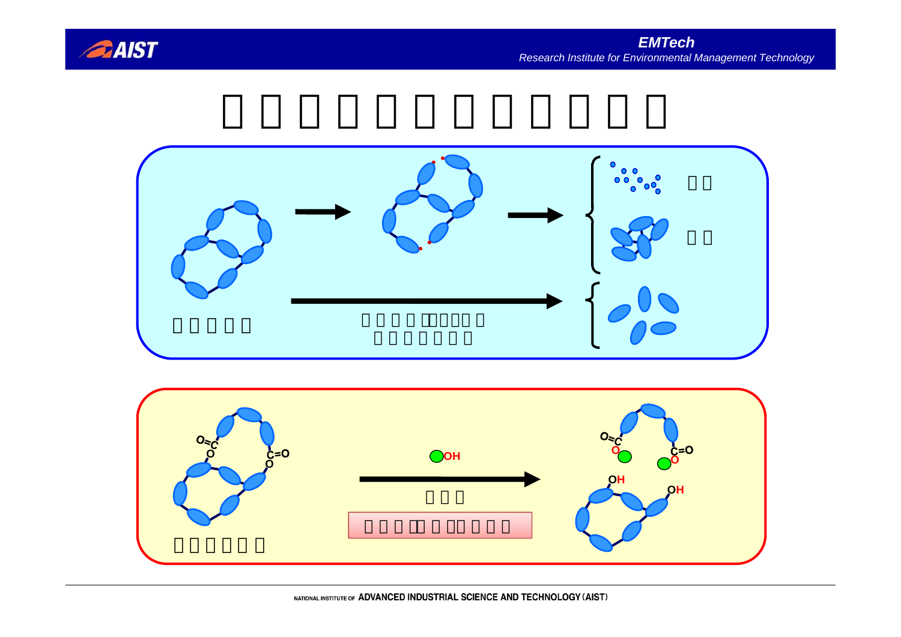O=C
O

C=O
O

OH

O=C
O

C=O
O

OH

OH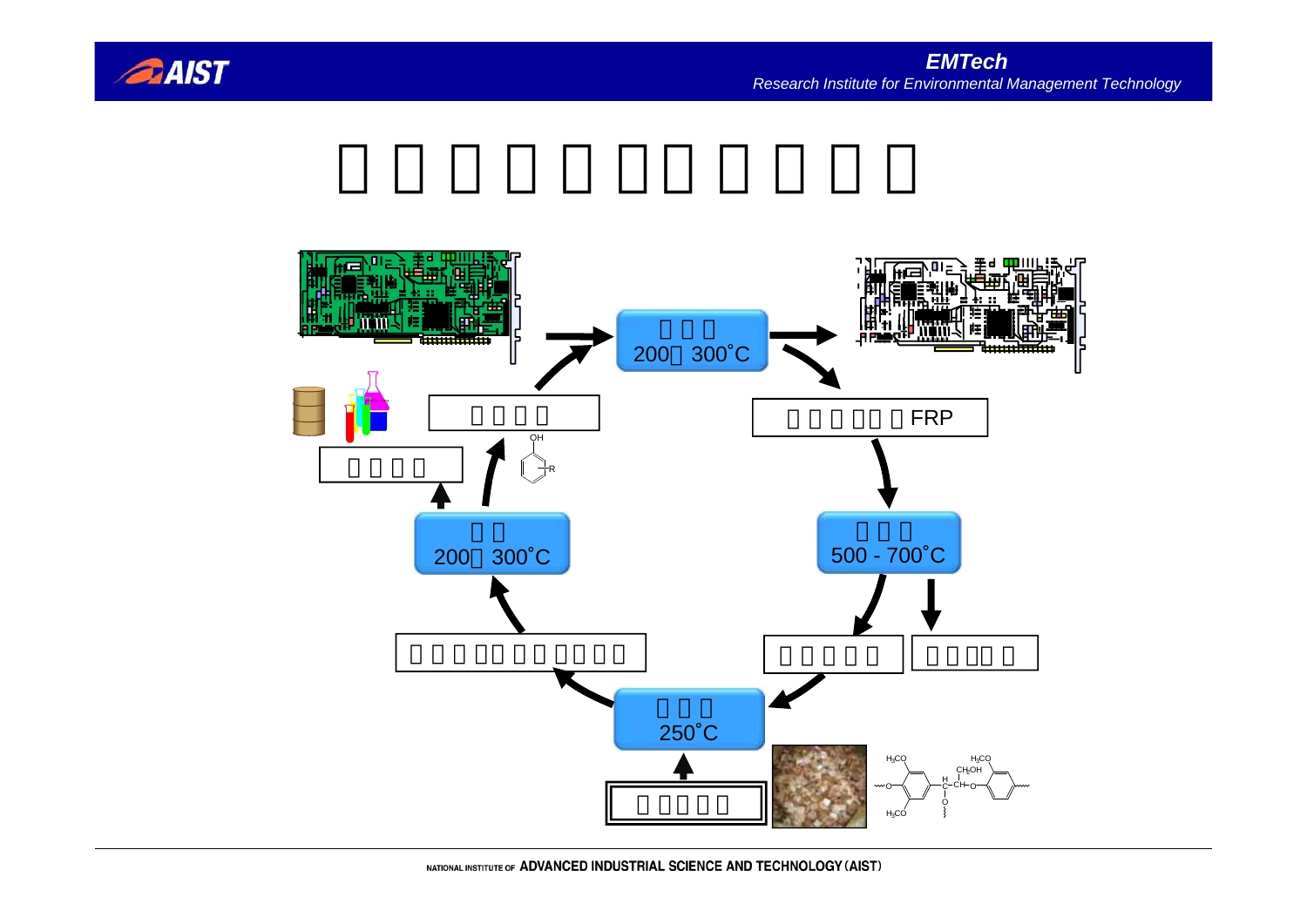# 　　　　　　　　　　

　　　
200　300˚C

　　　　　FRP

　　　
500 - 700˚C

　　　　　　　　　　

　　　
250˚C

　　　　　

　　　　　　　　　　

　　
200　300˚C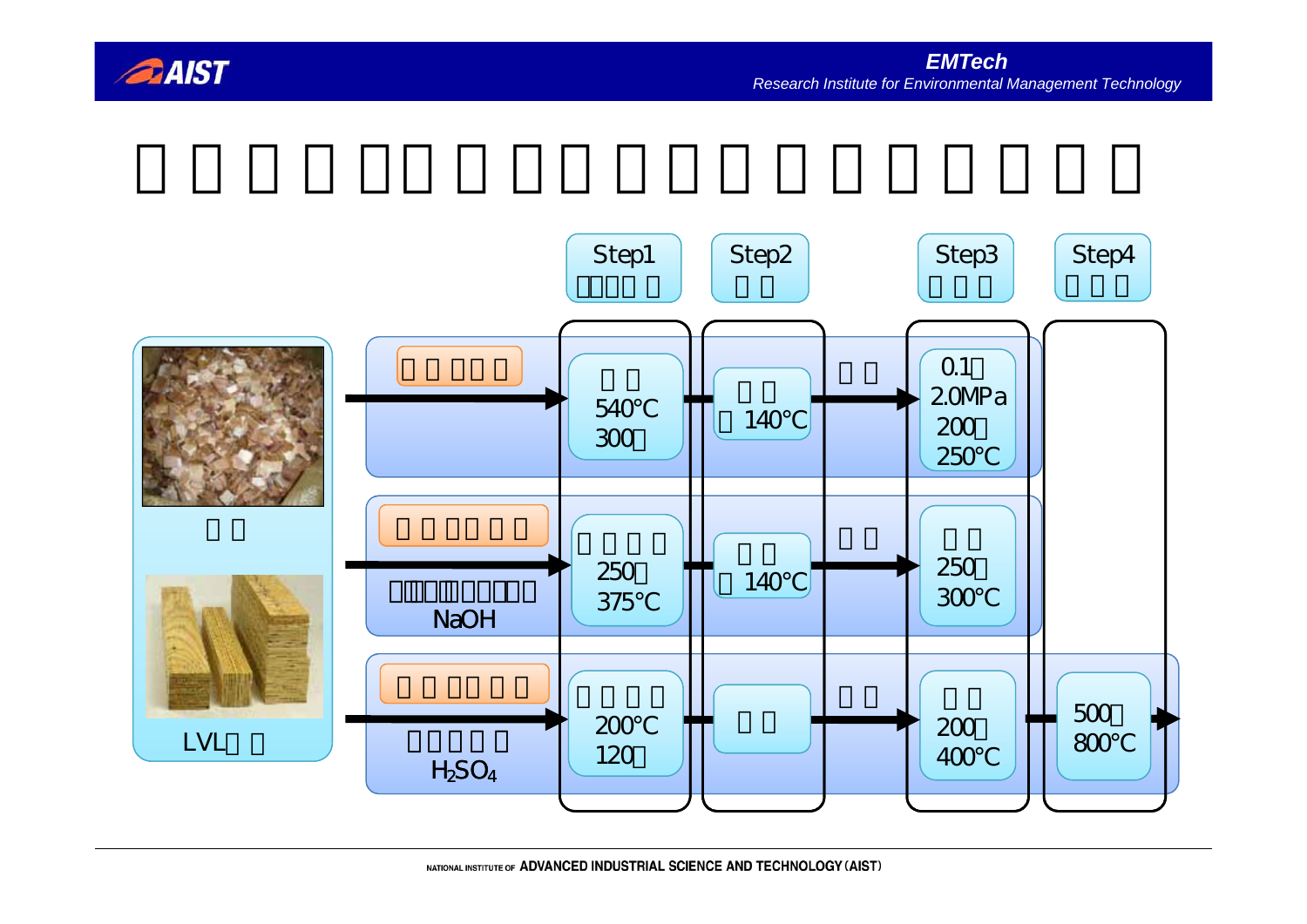Step1

Step2

Step3

Step4

540℃
300

140℃

0.1
2.0MPa
200
250℃

250
375℃

140℃

250
300℃

NaOH

200℃
120

200
400℃

500
800℃

$H_2SO_4$

LVL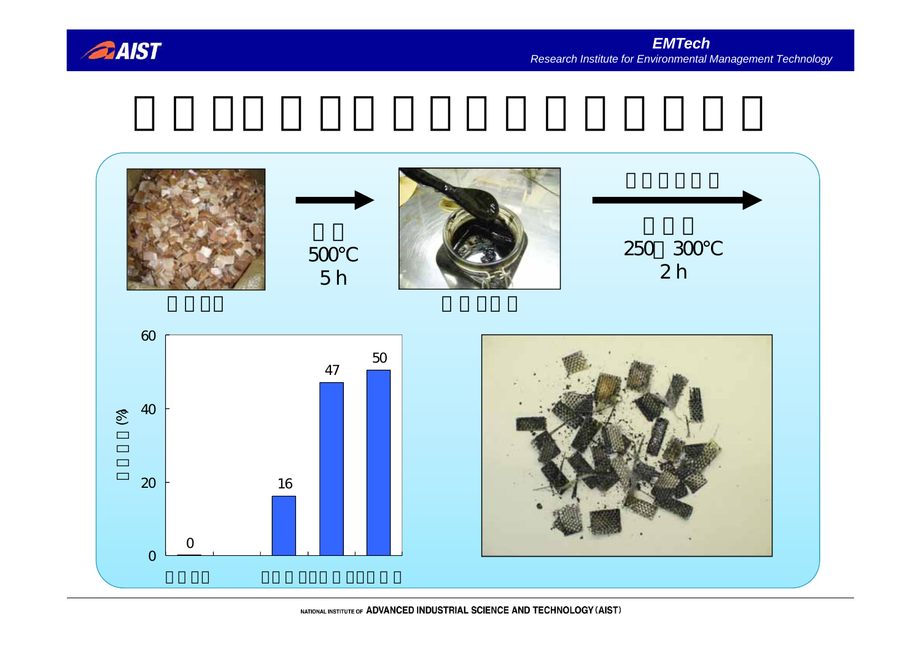500℃
5 h

250～300℃
2 h

| | 0 | | 16 | 47 | 50 |
|---|---|---|---|---|---|

NATIONAL INSTITUTE OF ADVANCED INDUSTRIAL SCIENCE AND TECHNOLOGY (AIST)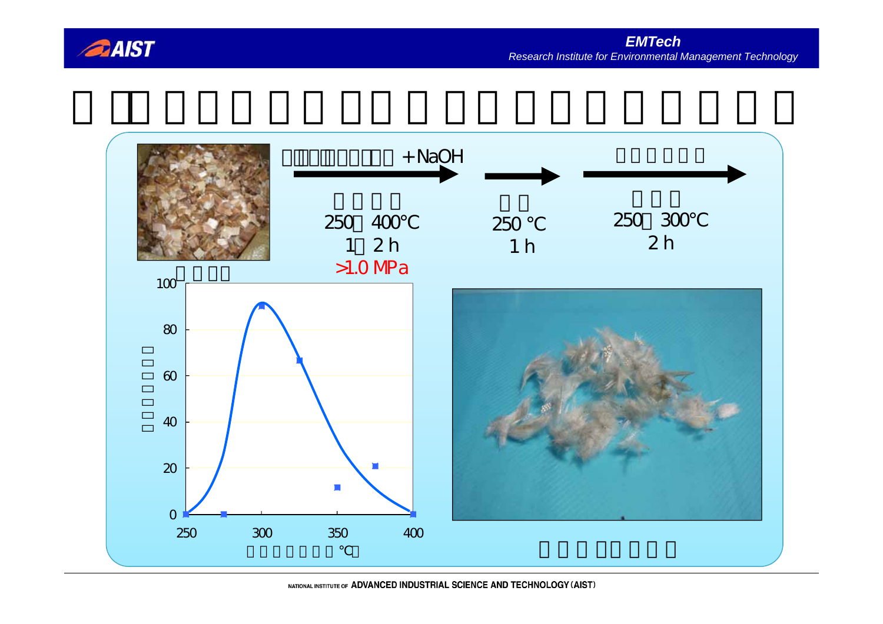+NaOH

250～400℃
1～2 h
>1.0 MPa

250 ℃
1 h

250～300℃
2 h

| 温度 (℃) | 値 |
|---|---|
| 250 | 0 |
| 275 | 0 |
| 300 | 90 |
| 325 | 67 |
| 350 | 12 |
| 375 | 21 |
| 400 | 0 |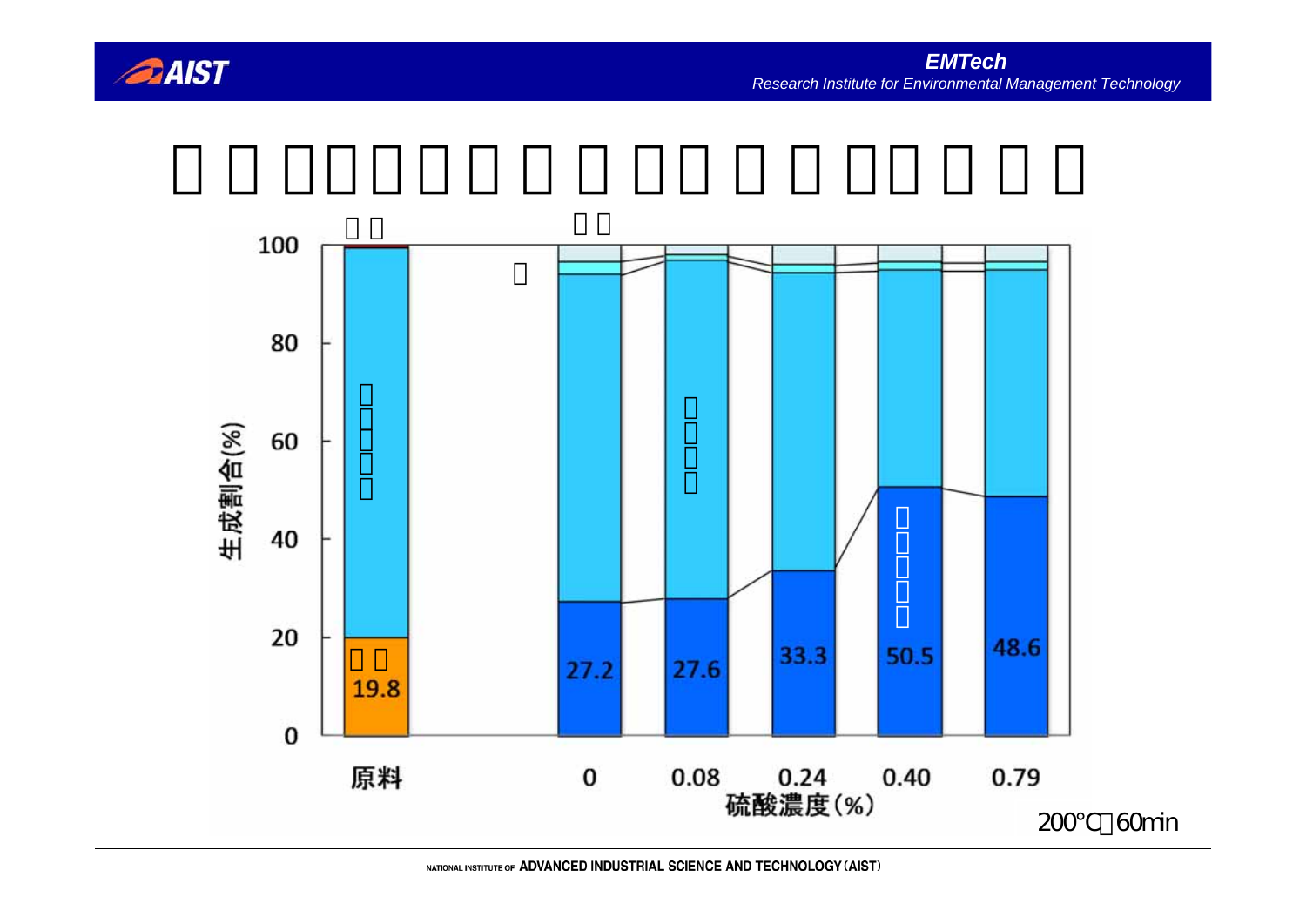生成割合(%)

| | 原料 | 0 | 0.08 | 0.24 | 0.40 | 0.79 |
|---|---|---|---|---|---|---|
| | 19.8 | 27.2 | 27.6 | 33.3 | 50.5 | 48.6 |

硫酸濃度(%)

200℃ 60min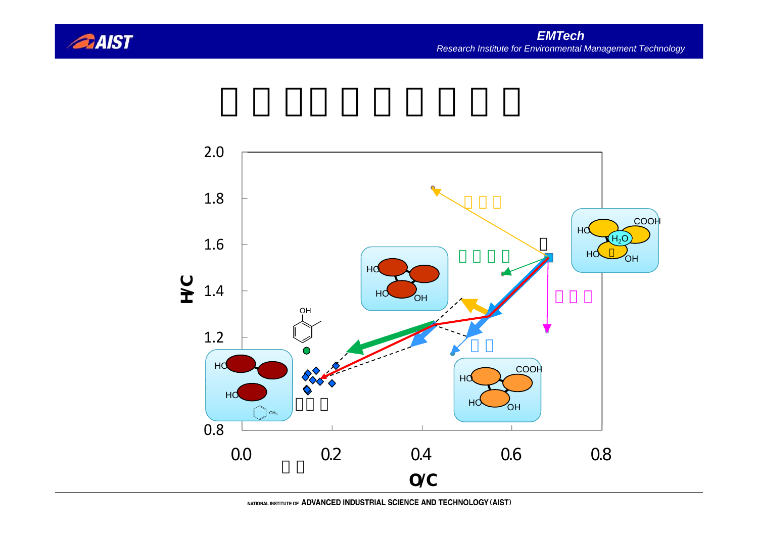# □ □ □□ □ □ □ □ □

2.0

1.8

1.6

1.4

1.2

0.8

H/C

0.0 0.2 0.4 0.6 0.8

O/C

□ □

□ □ □

□ □ □ □

□ □ □

□ □

□□ □

□

HO COOH $H_2O$ HO □ OH

HO HO OH

HO COOH HO OH

OH

HO HO $CH_3$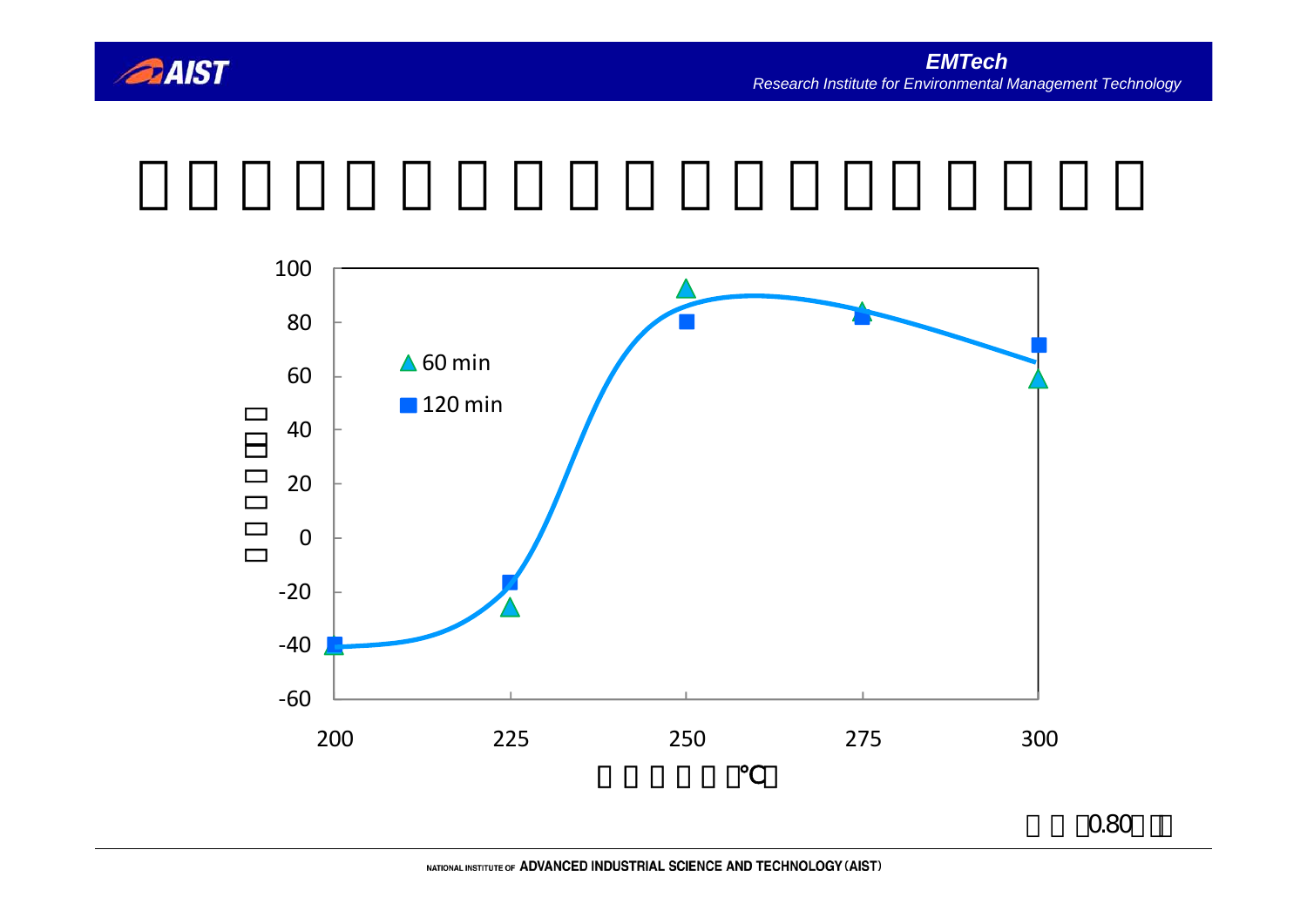□□□□□□□□□□□□□□□□□□□□

| | 60 min | 120 min |
|---|---|---|
| 200 | -40 | -40 |
| 225 | -26 | -17 |
| 250 | 92 | 80 |
| 275 | 83 | 82 |
| 300 | 59 | 71 |

□□□□□□□□（℃）

□□□□□□

□□（0.80□□）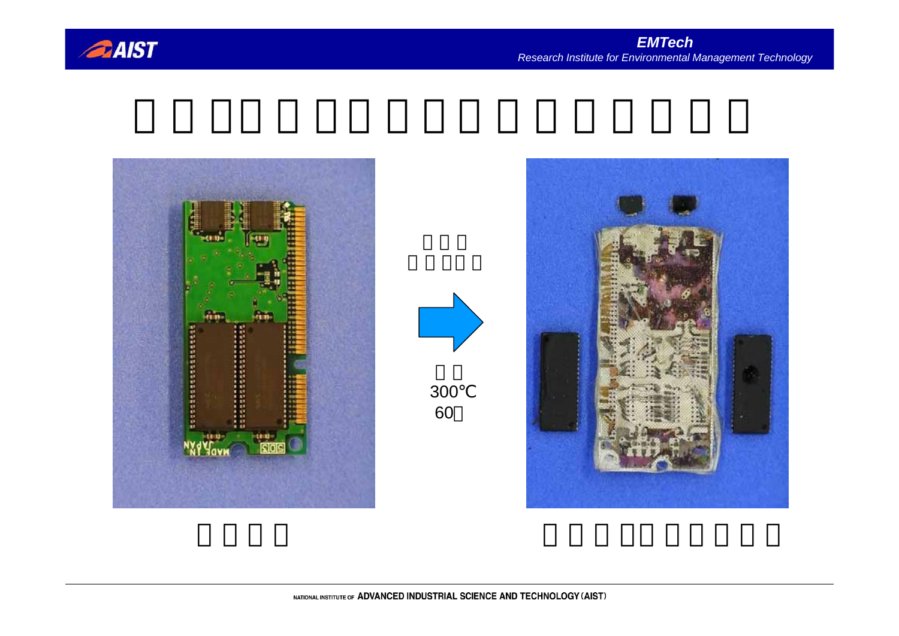300℃

60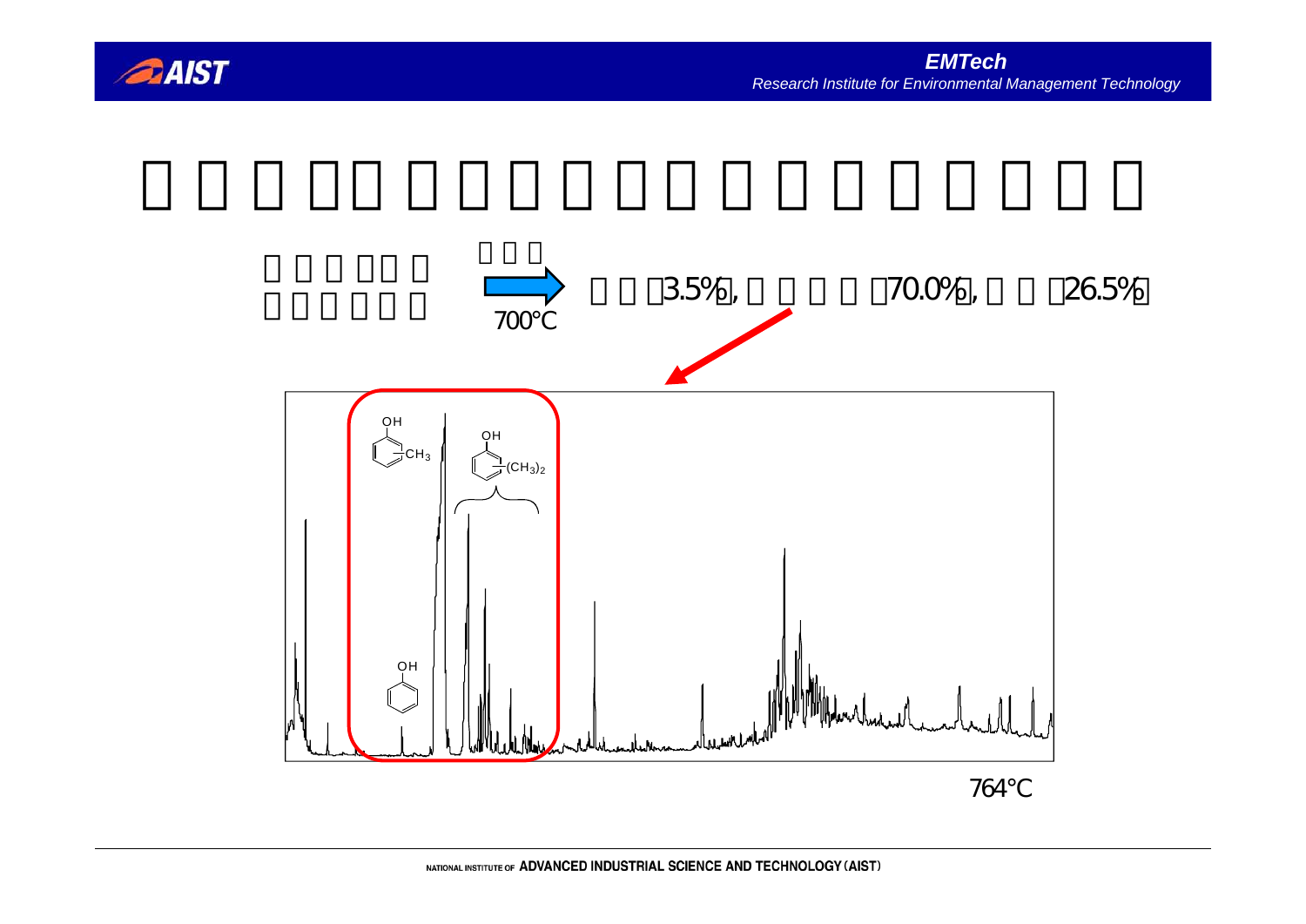700°C

3.5%, 70.0%, 26.5%

OH
$CH_3$

OH
$(CH_3)_2$

OH

764°C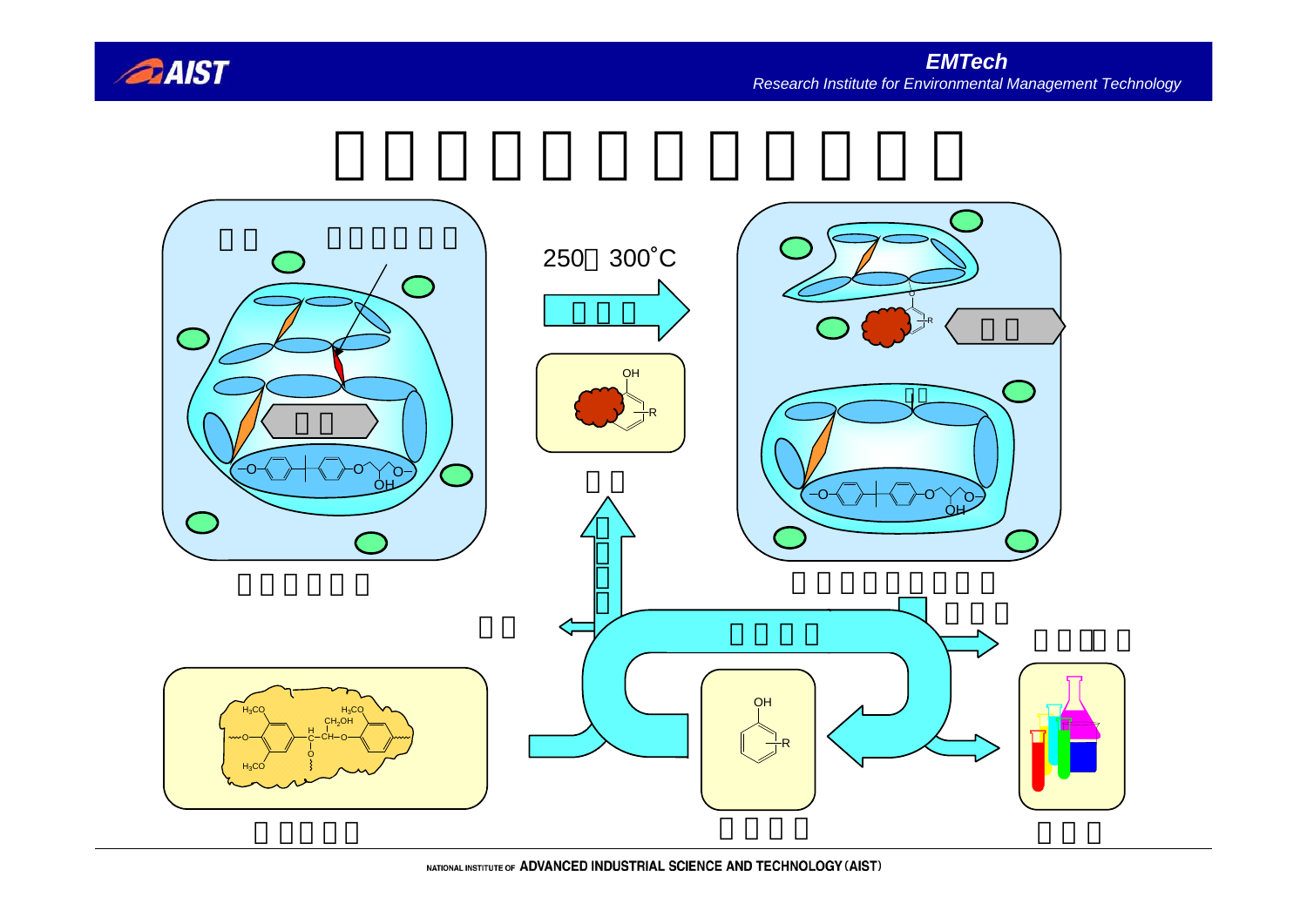# 

250～300˚C

OH

R

R

O

OH

O

OH

O

$H_3CO$

$H_3CO$

$CH_2OH$

H

C–CH–O

O

$H_3CO$

OH

R

NATIONAL INSTITUTE OF ADVANCED INDUSTRIAL SCIENCE AND TECHNOLOGY (AIST)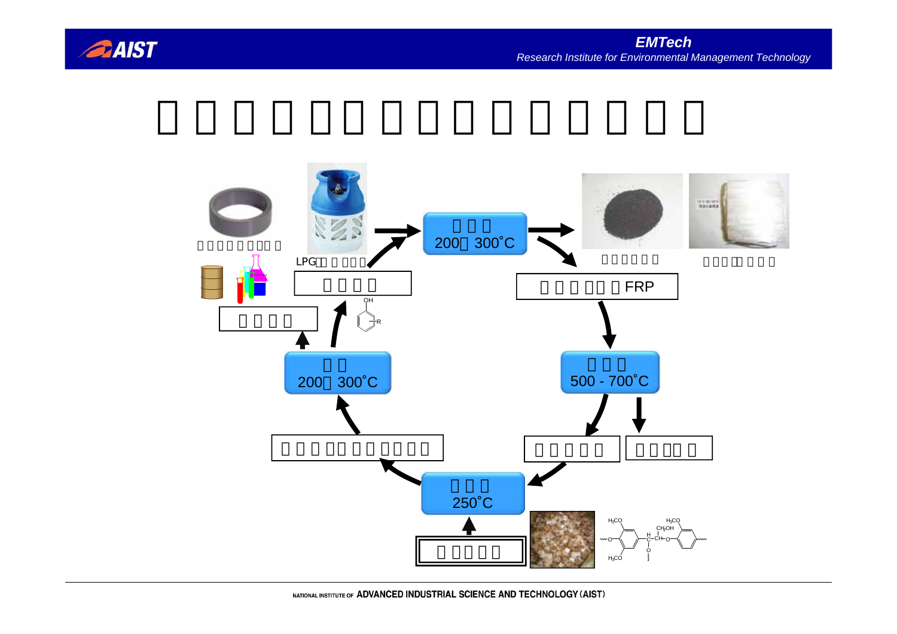# 

200～300˚C

LPG

FRP

500 - 700˚C

200～300˚C

250˚C